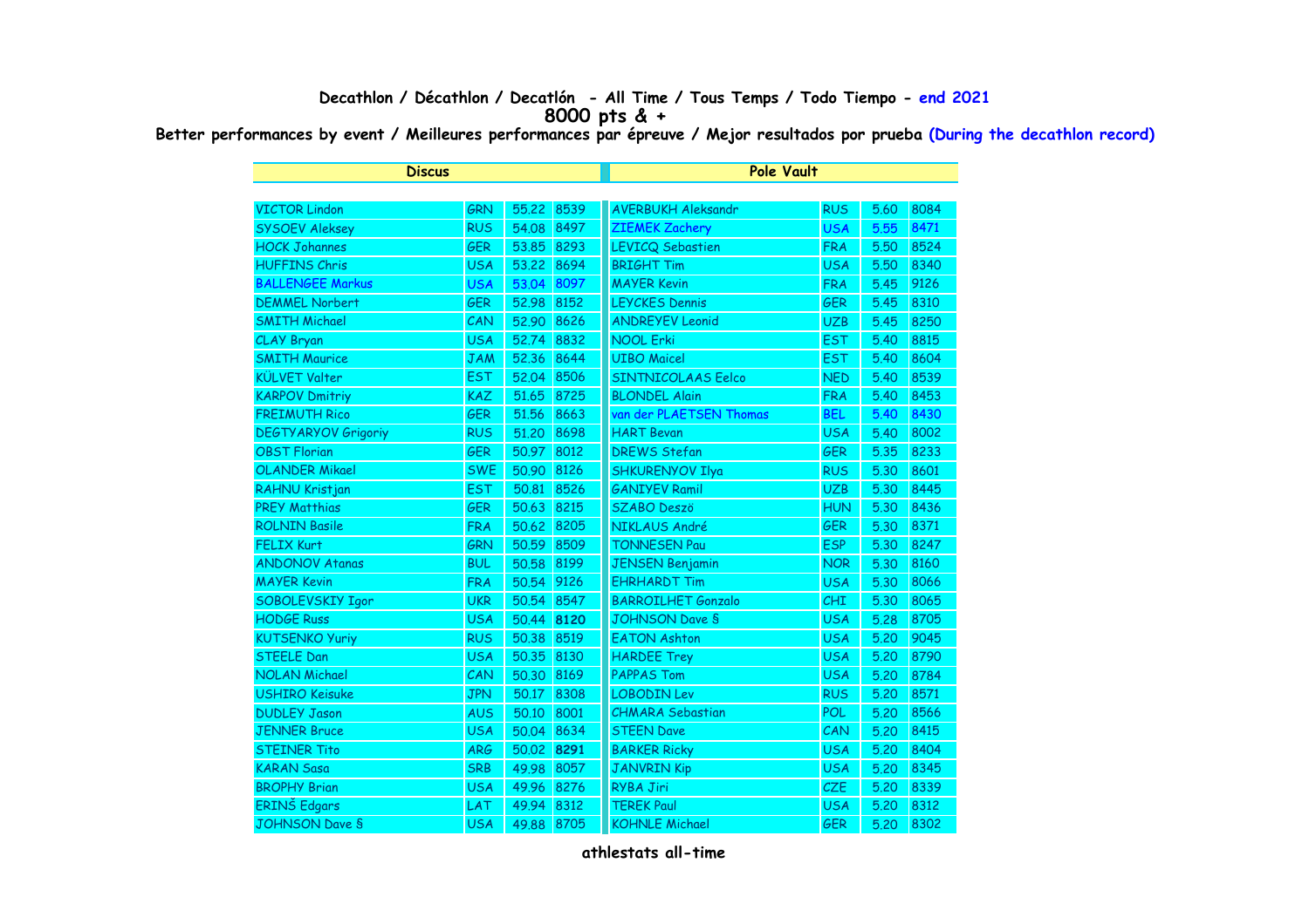# Decathlon / Décathlon / Decatlón - All Time / Tous Temps / Todo Tiempo - end 2021

## 8000 pts & +

**Better performances by event / Meilleures performances par épreuve / Mejor resultados por prueba (During the decathlon record)**

| Discus | | | | Pole Vault | | | |
|---|---|---|---|---|---|---|---|
| VICTOR Lindon | GRN | 55.22 | 8539 | AVERBUKH Aleksandr | RUS | 5.60 | 8084 |
| SYSOEV Aleksey | RUS | 54.08 | 8497 | ZIEMEK Zachery | USA | 5.55 | 8471 |
| HOCK Johannes | GER | 53.85 | 8293 | LEVICQ Sebastien | FRA | 5.50 | 8524 |
| HUFFINS Chris | USA | 53.22 | 8694 | BRIGHT Tim | USA | 5.50 | 8340 |
| BALLENGEE Markus | USA | 53.04 | 8097 | MAYER Kevin | FRA | 5.45 | 9126 |
| DEMMEL Norbert | GER | 52.98 | 8152 | LEYCKES Dennis | GER | 5.45 | 8310 |
| SMITH Michael | CAN | 52.90 | 8626 | ANDREYEV Leonid | UZB | 5.45 | 8250 |
| CLAY Bryan | USA | 52.74 | 8832 | NOOL Erki | EST | 5.40 | 8815 |
| SMITH Maurice | JAM | 52.36 | 8644 | UIBO Maicel | EST | 5.40 | 8604 |
| KÜLVET Valter | EST | 52.04 | 8506 | SINTNICOLAAS Eelco | NED | 5.40 | 8539 |
| KARPOV Dmitriy | KAZ | 51.65 | 8725 | BLONDEL Alain | FRA | 5.40 | 8453 |
| FREIMUTH Rico | GER | 51.56 | 8663 | van der PLAETSEN Thomas | BEL | 5.40 | 8430 |
| DEGTYARYOV Grigoriy | RUS | 51.20 | 8698 | HART Bevan | USA | 5.40 | 8002 |
| OBST Florian | GER | 50.97 | 8012 | DREWS Stefan | GER | 5.35 | 8233 |
| OLANDER Mikael | SWE | 50.90 | 8126 | SHKURENYOV Ilya | RUS | 5.30 | 8601 |
| RAHNU Kristjan | EST | 50.81 | 8526 | GANIYEV Ramil | UZB | 5.30 | 8445 |
| PREY Matthias | GER | 50.63 | 8215 | SZABO Deszö | HUN | 5.30 | 8436 |
| ROLNIN Basile | FRA | 50.62 | 8205 | NIKLAUS André | GER | 5.30 | 8371 |
| FELIX Kurt | GRN | 50.59 | 8509 | TONNESEN Pau | ESP | 5.30 | 8247 |
| ANDONOV Atanas | BUL | 50.58 | 8199 | JENSEN Benjamin | NOR | 5.30 | 8160 |
| MAYER Kevin | FRA | 50.54 | 9126 | EHRHARDT Tim | USA | 5.30 | 8066 |
| SOBOLEVSKIY Igor | UKR | 50.54 | 8547 | BARROILHET Gonzalo | CHI | 5.30 | 8065 |
| HODGE Russ | USA | 50.44 | **8120** | JOHNSON Dave § | USA | 5.28 | 8705 |
| KUTSENKO Yuriy | RUS | 50.38 | 8519 | EATON Ashton | USA | 5.20 | 9045 |
| STEELE Dan | USA | 50.35 | 8130 | HARDEE Trey | USA | 5.20 | 8790 |
| NOLAN Michael | CAN | 50.30 | 8169 | PAPPAS Tom | USA | 5.20 | 8784 |
| USHIRO Keisuke | JPN | 50.17 | 8308 | LOBODIN Lev | RUS | 5.20 | 8571 |
| DUDLEY Jason | AUS | 50.10 | 8001 | CHMARA Sebastian | POL | 5.20 | 8566 |
| JENNER Bruce | USA | 50.04 | 8634 | STEEN Dave | CAN | 5.20 | 8415 |
| STEINER Tito | ARG | 50.02 | **8291** | BARKER Ricky | USA | 5.20 | 8404 |
| KARAN Sasa | SRB | 49.98 | 8057 | JANVRIN Kip | USA | 5.20 | 8345 |
| BROPHY Brian | USA | 49.96 | 8276 | RYBA Jiri | CZE | 5.20 | 8339 |
| ERINŠ Edgars | LAT | 49.94 | 8312 | TEREK Paul | USA | 5.20 | 8312 |
| JOHNSON Dave § | USA | 49.88 | 8705 | KOHNLE Michael | GER | 5.20 | 8302 |

athlestats all-time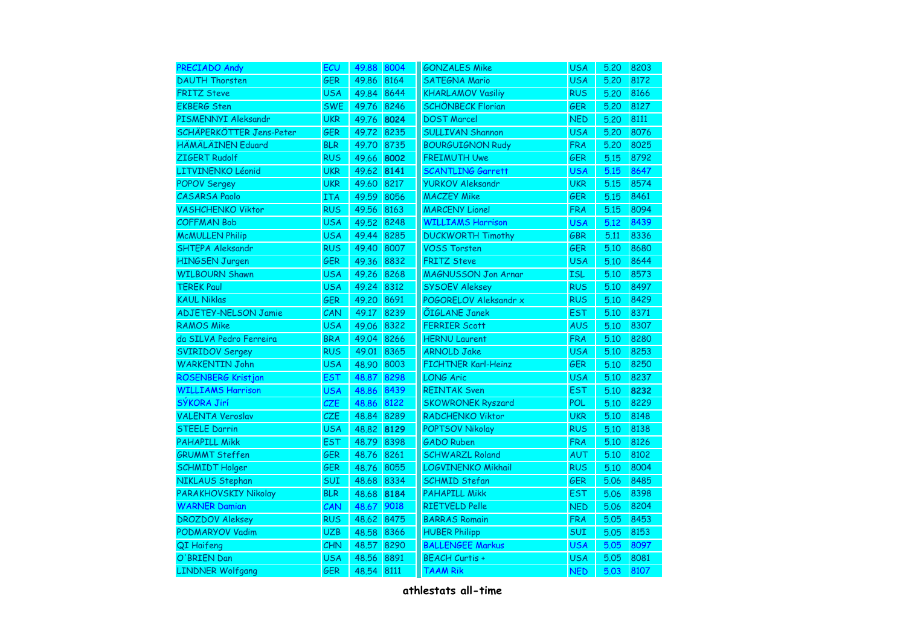| | | | | | | | |
|---|---|---|---|---|---|---|---|
| PRECIADO Andy | ECU | 49.88 | 8004 | GONZALES Mike | USA | 5.20 | 8203 |
| DAUTH Thorsten | GER | 49.86 | 8164 | SATEGNA Mario | USA | 5.20 | 8172 |
| FRITZ Steve | USA | 49.84 | 8644 | KHARLAMOV Vasiliy | RUS | 5.20 | 8166 |
| EKBERG Sten | SWE | 49.76 | 8246 | SCHÖNBECK Florian | GER | 5.20 | 8127 |
| PISMENNYI Aleksandr | UKR | 49.76 | **8024** | DOST Marcel | NED | 5.20 | 8111 |
| SCHÄPERKÖTTER Jens-Peter | GER | 49.72 | 8235 | SULLIVAN Shannon | USA | 5.20 | 8076 |
| HÄMÄLÄINEN Eduard | BLR | 49.70 | 8735 | BOURGUIGNON Rudy | FRA | 5.20 | 8025 |
| ZIGERT Rudolf | RUS | 49.66 | **8002** | FREIMUTH Uwe | GER | 5.15 | 8792 |
| LITVINENKO Léonid | UKR | 49.62 | **8141** | SCANTLING Garrett | USA | 5.15 | 8647 |
| POPOV Sergey | UKR | 49.60 | 8217 | YURKOV Aleksandr | UKR | 5.15 | 8574 |
| CASARSA Paolo | ITA | 49.59 | 8056 | MACZEY Mike | GER | 5.15 | 8461 |
| VASHCHENKO Viktor | RUS | 49.56 | 8163 | MARCENY Lionel | FRA | 5.15 | 8094 |
| COFFMAN Bob | USA | 49.52 | 8248 | WILLIAMS Harrison | USA | 5.12 | 8439 |
| McMULLEN Philip | USA | 49.44 | 8285 | DUCKWORTH Timothy | GBR | 5.11 | 8336 |
| SHTEPA Aleksandr | RUS | 49.40 | 8007 | VOSS Torsten | GER | 5.10 | 8680 |
| HINGSEN Jurgen | GER | 49.36 | 8832 | FRITZ Steve | USA | 5.10 | 8644 |
| WILBOURN Shawn | USA | 49.26 | 8268 | MAGNUSSON Jon Arnar | ISL | 5.10 | 8573 |
| TEREK Paul | USA | 49.24 | 8312 | SYSOEV Aleksey | RUS | 5.10 | 8497 |
| KAUL Niklas | GER | 49.20 | 8691 | POGORELOV Aleksandr x | RUS | 5.10 | 8429 |
| ADJETEY-NELSON Jamie | CAN | 49.17 | 8239 | ÕIGLANE Janek | EST | 5.10 | 8371 |
| RAMOS Mike | USA | 49.06 | 8322 | FERRIER Scott | AUS | 5.10 | 8307 |
| da SILVA Pedro Ferreira | BRA | 49.04 | 8266 | HERNU Laurent | FRA | 5.10 | 8280 |
| SVIRIDOV Sergey | RUS | 49.01 | 8365 | ARNOLD Jake | USA | 5.10 | 8253 |
| WARKENTIN John | USA | 48.90 | 8003 | FICHTNER Karl-Heinz | GER | 5.10 | 8250 |
| ROSENBERG Kristjan | EST | 48.87 | 8298 | LONG Aric | USA | 5.10 | 8237 |
| WILLIAMS Harrison | USA | 48.86 | 8439 | REINTAK Sven | EST | 5.10 | **8232** |
| SÝKORA Jirí | CZE | 48.86 | 8122 | SKOWRONEK Ryszard | POL | 5.10 | 8229 |
| VALENTA Veroslav | CZE | 48.84 | 8289 | RADCHENKO Viktor | UKR | 5.10 | 8148 |
| STEELE Darrin | USA | 48.82 | **8129** | POPTSOV Nikolay | RUS | 5.10 | 8138 |
| PAHAPILL Mikk | EST | 48.79 | 8398 | GADO Ruben | FRA | 5.10 | 8126 |
| GRUMMT Steffen | GER | 48.76 | 8261 | SCHWARZL Roland | AUT | 5.10 | 8102 |
| SCHMIDT Holger | GER | 48.76 | 8055 | LOGVINENKO Mikhail | RUS | 5.10 | 8004 |
| NIKLAUS Stephan | SUI | 48.68 | 8334 | SCHMID Stefan | GER | 5.06 | 8485 |
| PARAKHOVSKIY Nikolay | BLR | 48.68 | **8184** | PAHAPILL Mikk | EST | 5.06 | 8398 |
| WARNER Damian | CAN | 48.67 | 9018 | RIETVELD Pelle | NED | 5.06 | 8204 |
| DROZDOV Aleksey | RUS | 48.62 | 8475 | BARRAS Romain | FRA | 5.05 | 8453 |
| PODMARYOV Vadim | UZB | 48.58 | 8366 | HUBER Philipp | SUI | 5.05 | 8153 |
| QI Haifeng | CHN | 48.57 | 8290 | BALLENGEE Markus | USA | 5.05 | 8097 |
| O'BRIEN Dan | USA | 48.56 | 8891 | BEACH Curtis + | USA | 5.05 | 8081 |
| LINDNER Wolfgang | GER | 48.54 | 8111 | TAAM Rik | NED | 5.03 | 8107 |

**athlestats all-time**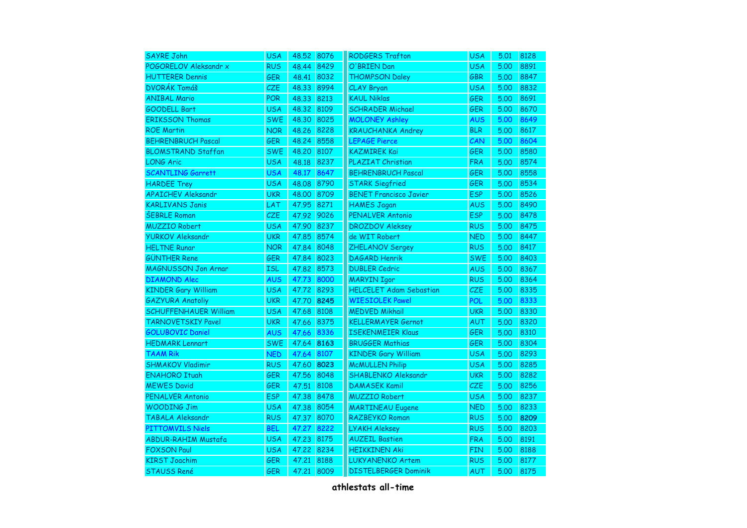| | | | | | | | |
|---|---|---|---|---|---|---|---|
| SAYRE John | USA | 48.52 | 8076 | RODGERS Trafton | USA | 5.01 | 8128 |
| POGORELOV Aleksandr x | RUS | 48.44 | 8429 | O'BRIEN Dan | USA | 5.00 | 8891 |
| HUTTERER Dennis | GER | 48.41 | 8032 | THOMPSON Daley | GBR | 5.00 | 8847 |
| DVORÁK Tomáš | CZE | 48.33 | 8994 | CLAY Bryan | USA | 5.00 | 8832 |
| ANIBAL Mario | POR | 48.33 | 8213 | KAUL Niklas | GER | 5.00 | 8691 |
| GOODELL Bart | USA | 48.32 | 8109 | SCHRADER Michael | GER | 5.00 | 8670 |
| ERIKSSON Thomas | SWE | 48.30 | 8025 | MOLONEY Ashley | AUS | 5.00 | 8649 |
| ROE Martin | NOR | 48.26 | 8228 | KRAUCHANKA Andrey | BLR | 5.00 | 8617 |
| BEHRENBRUCH Pascal | GER | 48.24 | 8558 | LEPAGE Pierce | CAN | 5.00 | 8604 |
| BLOMSTRAND Staffan | SWE | 48.20 | 8107 | KAZMIREK Kai | GER | 5.00 | 8580 |
| LONG Aric | USA | 48.18 | 8237 | PLAZIAT Christian | FRA | 5.00 | 8574 |
| SCANTLING Garrett | USA | 48.17 | 8647 | BEHRENBRUCH Pascal | GER | 5.00 | 8558 |
| HARDEE Trey | USA | 48.08 | 8790 | STARK Siegfried | GER | 5.00 | 8534 |
| APAICHEV Aleksandr | UKR | 48.00 | 8709 | BENET Francisco Javier | ESP | 5.00 | 8526 |
| KARLIVANS Janis | LAT | 47.95 | 8271 | HAMES Jagan | AUS | 5.00 | 8490 |
| ŠEBRLE Roman | CZE | 47.92 | 9026 | PENALVER Antonio | ESP | 5.00 | 8478 |
| MUZZIO Robert | USA | 47.90 | 8237 | DROZDOV Aleksey | RUS | 5.00 | 8475 |
| YURKOV Aleksandr | UKR | 47.85 | 8574 | de WIT Robert | NED | 5.00 | 8447 |
| HELTNE Runar | NOR | 47.84 | 8048 | ZHELANOV Sergey | RUS | 5.00 | 8417 |
| GÜNTHER Rene | GER | 47.84 | 8023 | DAGARD Henrik | SWE | 5.00 | 8403 |
| MAGNUSSON Jon Arnar | ISL | 47.82 | 8573 | DUBLER Cedric | AUS | 5.00 | 8367 |
| DIAMOND Alec | AUS | 47.73 | 8000 | MARYIN Igor | RUS | 5.00 | 8364 |
| KINDER Gary William | USA | 47.72 | 8293 | HELCELET Adam Sebastian | CZE | 5.00 | 8335 |
| GAZYURA Anatoliy | UKR | 47.70 | **8245** | WIESIOLEK Pawel | POL | 5.00 | 8333 |
| SCHUFFENHAUER William | USA | 47.68 | 8108 | MEDVED Mikhail | UKR | 5.00 | 8330 |
| TARNOVETSKIY Pavel | UKR | 47.66 | 8375 | KELLERMAYER Gernot | AUT | 5.00 | 8320 |
| GOLUBOVIC Daniel | AUS | 47.66 | 8336 | ISEKENMEIER Klaus | GER | 5.00 | 8310 |
| HEDMARK Lennart | SWE | 47.64 | **8163** | BRUGGER Mathias | GER | 5.00 | 8304 |
| TAAM Rik | NED | 47.64 | 8107 | KINDER Gary William | USA | 5.00 | 8293 |
| SHMAKOV Vladimir | RUS | 47.60 | **8023** | McMULLEN Philip | USA | 5.00 | 8285 |
| ENAHORO Ituah | GER | 47.56 | 8048 | SHABLENKO Aleksandr | UKR | 5.00 | 8282 |
| MEWES David | GER | 47.51 | 8108 | DAMASEK Kamil | CZE | 5.00 | 8256 |
| PENALVER Antonio | ESP | 47.38 | 8478 | MUZZIO Robert | USA | 5.00 | 8237 |
| WOODING Jim | USA | 47.38 | 8054 | MARTINEAU Eugene | NED | 5.00 | 8233 |
| TABALA Aleksandr | RUS | 47.37 | 8070 | RAZBEYKO Roman | RUS | 5.00 | **8209** |
| PITTOMVILS Niels | BEL | 47.27 | 8222 | LYAKH Aleksey | RUS | 5.00 | 8203 |
| ABDUR-RAHIM Mustafa | USA | 47.23 | 8175 | AUZEIL Bastien | FRA | 5.00 | 8191 |
| FOXSON Paul | USA | 47.22 | 8234 | HEIKKINEN Aki | FIN | 5.00 | 8188 |
| KIRST Joachim | GER | 47.21 | 8188 | LUKYANENKO Artem | RUS | 5.00 | 8177 |
| STAUSS René | GER | 47.21 | 8009 | DISTELBERGER Dominik | AUT | 5.00 | 8175 |

**athlestats all-time**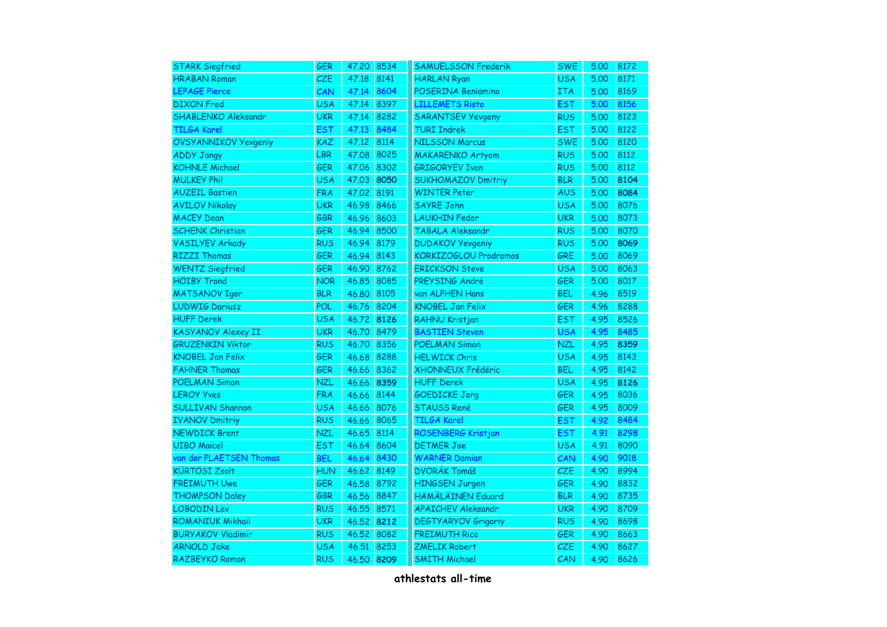| | | | | | | | |
|---|---|---|---|---|---|---|---|
| STARK Siegfried | GER | 47.20 | 8534 | SAMUELSSON Frederik | SWE | 5.00 | 8172 |
| HRABAN Roman | CZE | 47.18 | 8141 | HARLAN Ryan | USA | 5.00 | 8171 |
| LEPAGE Pierce | CAN | 47.14 | 8604 | POSERINA Beniamino | ITA | 5.00 | 8169 |
| DIXON Fred | USA | 47.14 | 8397 | LILLEMETS Risto | EST | 5.00 | 8156 |
| SHABLENKO Aleksandr | UKR | 47.14 | 8282 | SARANTSEV Yevgeny | RUS | 5.00 | 8123 |
| TILGA Karel | EST | 47.13 | 8484 | TURI Indrek | EST | 5.00 | 8122 |
| OVSYANNIKOV Yevgeniy | KAZ | 47.12 | 8114 | NILSSON Marcus | SWE | 5.00 | 8120 |
| ADDY Jangy | LBR | 47.08 | 8025 | MAKARENKO Artyom | RUS | 5.00 | 8112 |
| KOHNLE Michael | GER | 47.06 | 8302 | GRIGORYEV Ivan | RUS | 5.00 | 8112 |
| MULKEY Phil | USA | 47.03 | **8050** | SUKHOMAZOV Dmitriy | BLR | 5.00 | **8104** |
| AUZEIL Bastien | FRA | 47.02 | 8191 | WINTER Peter | AUS | 5.00 | **8084** |
| AVILOV Nikolay | UKR | 46.98 | 8466 | SAYRE John | USA | 5.00 | 8076 |
| MACEY Dean | GBR | 46.96 | 8603 | LAUKHIN Fedor | UKR | 5.00 | 8073 |
| SCHENK Christian | GER | 46.94 | 8500 | TABALA Aleksandr | RUS | 5.00 | 8070 |
| VASILYEV Arkady | RUS | 46.94 | 8179 | DUDAKOV Yevgeniy | RUS | 5.00 | **8069** |
| RIZZI Thomas | GER | 46.94 | 8143 | KORKIZOGLOU Prodromos | GRE | 5.00 | 8069 |
| WENTZ Siegfried | GER | 46.90 | 8762 | ERICKSON Steve | USA | 5.00 | 8063 |
| HÖIBY Trond | NOR | 46.85 | 8085 | PREYSING André | GER | 5.00 | 8017 |
| MATSANOV Igor | BLR | 46.80 | 8105 | van ALPHEN Hans | BEL | 4.96 | 8519 |
| LUDWIG Dariusz | POL | 46.76 | 8204 | KNOBEL Jan Felix | GER | 4.96 | 8288 |
| HUFF Derek | USA | 46.72 | **8126** | RAHNU Kristjan | EST | 4.95 | 8526 |
| KASYANOV Alexey II | UKR | 46.70 | 8479 | BASTIEN Steven | USA | 4.95 | 8485 |
| GRUZENKIN Viktor | RUS | 46.70 | 8356 | POELMAN Simon | NZL | 4.95 | **8359** |
| KNOBEL Jan Felix | GER | 46.68 | 8288 | HELWICK Chris | USA | 4.95 | 8143 |
| FAHNER Thomas | GER | 46.66 | 8362 | XHONNEUX Frédéric | BEL | 4.95 | 8142 |
| POELMAN Simon | NZL | 46.66 | **8359** | HUFF Derek | USA | 4.95 | **8126** |
| LEROY Yves | FRA | 46.66 | 8144 | GOEDICKE Jorg | GER | 4.95 | 8036 |
| SULLIVAN Shannon | USA | 46.66 | 8076 | STAUSS René | GER | 4.95 | 8009 |
| IVANOV Dmitriy | RUS | 46.66 | 8065 | TILGA Karel | EST | 4.92 | 8484 |
| NEWDICK Brent | NZL | 46.65 | 8114 | ROSENBERG Kristjan | EST | 4.91 | 8298 |
| UIBO Maicel | EST | 46.64 | 8604 | DETMER Joe | USA | 4.91 | 8090 |
| van der PLAETSEN Thomas | BEL | 46.64 | 8430 | WARNER Damian | CAN | 4.90 | 9018 |
| KÜRTÖSI Zsolt | HUN | 46.62 | 8149 | DVORÁK Tomáš | CZE | 4.90 | 8994 |
| FREIMUTH Uwe | GER | 46.58 | 8792 | HINGSEN Jurgen | GER | 4.90 | 8832 |
| THOMPSON Daley | GBR | 46.56 | 8847 | HÄMÄLÄINEN Eduard | BLR | 4.90 | 8735 |
| LOBODIN Lev | RUS | 46.55 | 8571 | APAICHEV Aleksandr | UKR | 4.90 | 8709 |
| ROMANIUK Mikhail | UKR | 46.52 | **8212** | DEGTYARYOV Grigoriy | RUS | 4.90 | 8698 |
| BURYAKOV Vladimir | RUS | 46.52 | 8082 | FREIMUTH Rico | GER | 4.90 | 8663 |
| ARNOLD Jake | USA | 46.51 | 8253 | ZMELIK Robert | CZE | 4.90 | 8627 |
| RAZBEYKO Roman | RUS | 46.50 | **8209** | SMITH Michael | CAN | 4.90 | 8626 |

**athlestats all-time**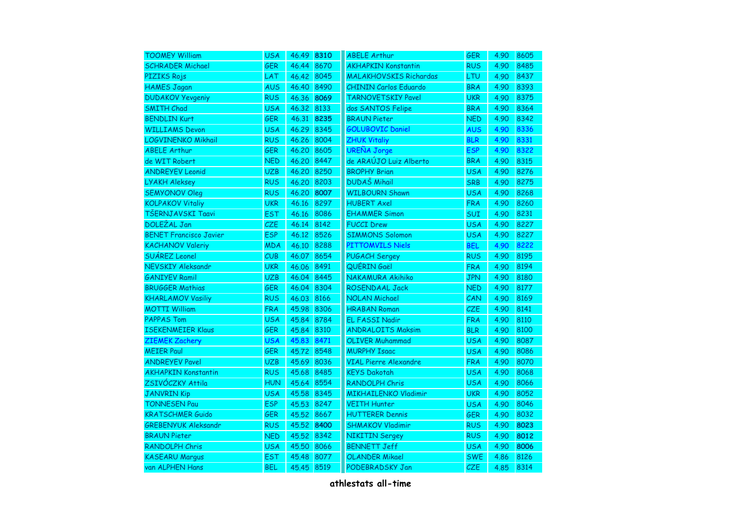| | | | | | | | |
|---|---|---|---|---|---|---|---|
| TOOMEY William | USA | 46.49 | **8310** | ABELE Arthur | GER | 4.90 | 8605 |
| SCHRADER Michael | GER | 46.44 | 8670 | AKHAPKIN Konstantin | RUS | 4.90 | 8485 |
| PIZIKS Rojs | LAT | 46.42 | 8045 | MALAKHOVSKIS Richardas | LTU | 4.90 | 8437 |
| HAMES Jagan | AUS | 46.40 | 8490 | CHININ Carlos Eduardo | BRA | 4.90 | 8393 |
| DUDAKOV Yevgeniy | RUS | 46.36 | **8069** | TARNOVETSKIY Pavel | UKR | 4.90 | 8375 |
| SMITH Chad | USA | 46.32 | 8133 | dos SANTOS Felipe | BRA | 4.90 | 8364 |
| BENDLIN Kurt | GER | 46.31 | **8235** | BRAUN Pieter | NED | 4.90 | 8342 |
| WILLIAMS Devon | USA | 46.29 | 8345 | GOLUBOVIC Daniel | AUS | 4.90 | 8336 |
| LOGVINENKO Mikhail | RUS | 46.26 | 8004 | ZHUK Vitaliy | BLR | 4.90 | 8331 |
| ABELE Arthur | GER | 46.20 | 8605 | UREÑA Jorge | ESP | 4.90 | 8322 |
| de WIT Robert | NED | 46.20 | 8447 | de ARAÚJO Luiz Alberto | BRA | 4.90 | 8315 |
| ANDREYEV Leonid | UZB | 46.20 | 8250 | BROPHY Brian | USA | 4.90 | 8276 |
| LYAKH Aleksey | RUS | 46.20 | 8203 | DUDAŠ Mihail | SRB | 4.90 | 8275 |
| SEMYONOV Oleg | RUS | 46.20 | **8007** | WILBOURN Shawn | USA | 4.90 | 8268 |
| KOLPAKOV Vitaliy | UKR | 46.16 | 8297 | HUBERT Axel | FRA | 4.90 | 8260 |
| TŠERNJAVSKI Taavi | EST | 46.16 | 8086 | EHAMMER Simon | SUI | 4.90 | 8231 |
| DOLEŽAL Jan | CZE | 46.14 | 8142 | FUCCI Drew | USA | 4.90 | 8227 |
| BENET Francisco Javier | ESP | 46.12 | 8526 | SIMMONS Solomon | USA | 4.90 | 8227 |
| KACHANOV Valeriy | MDA | 46.10 | 8288 | PITTOMVILS Niels | BEL | 4.90 | 8222 |
| SUÁREZ Leonel | CUB | 46.07 | 8654 | PUGACH Sergey | RUS | 4.90 | 8195 |
| NEVSKIY Aleksandr | UKR | 46.06 | 8491 | QUÉRIN Gaël | FRA | 4.90 | 8194 |
| GANIYEV Ramil | UZB | 46.04 | 8445 | NAKAMURA Akihiko | JPN | 4.90 | 8180 |
| BRUGGER Mathias | GER | 46.04 | 8304 | ROSENDAAL Jack | NED | 4.90 | 8177 |
| KHARLAMOV Vasiliy | RUS | 46.03 | 8166 | NOLAN Michael | CAN | 4.90 | 8169 |
| MOTTI William | FRA | 45.98 | 8306 | HRABAN Roman | CZE | 4.90 | 8141 |
| PAPPAS Tom | USA | 45.84 | 8784 | EL FASSI Nadir | FRA | 4.90 | 8110 |
| ISEKENMEIER Klaus | GER | 45.84 | 8310 | ANDRALOITS Maksim | BLR | 4.90 | 8100 |
| ZIEMEK Zachery | USA | 45.83 | 8471 | OLIVER Muhammad | USA | 4.90 | 8087 |
| MEIER Paul | GER | 45.72 | 8548 | MURPHY Isaac | USA | 4.90 | 8086 |
| ANDREYEV Pavel | UZB | 45.69 | 8036 | VIAL Pierre Alexandre | FRA | 4.90 | 8070 |
| AKHAPKIN Konstantin | RUS | 45.68 | 8485 | KEYS Dakotah | USA | 4.90 | 8068 |
| ZSIVÓCZKY Attila | HUN | 45.64 | 8554 | RANDOLPH Chris | USA | 4.90 | 8066 |
| JANVRIN Kip | USA | 45.58 | 8345 | MIKHAILENKO Vladimir | UKR | 4.90 | 8052 |
| TONNESEN Pau | ESP | 45.53 | 8247 | VEITH Hunter | USA | 4.90 | 8046 |
| KRATSCHMER Guido | GER | 45.52 | 8667 | HUTTERER Dennis | GER | 4.90 | 8032 |
| GREBENYUK Aleksandr | RUS | 45.52 | **8400** | SHMAKOV Vladimir | RUS | 4.90 | **8023** |
| BRAUN Pieter | NED | 45.52 | 8342 | NIKITIN Sergey | RUS | 4.90 | **8012** |
| RANDOLPH Chris | USA | 45.50 | 8066 | BENNETT Jeff | USA | 4.90 | **8006** |
| KASEARU Margus | EST | 45.48 | 8077 | OLANDER Mikael | SWE | 4.86 | 8126 |
| van ALPHEN Hans | BEL | 45.45 | 8519 | PODEBRADSKY Jan | CZE | 4.85 | 8314 |

**athlestats all-time**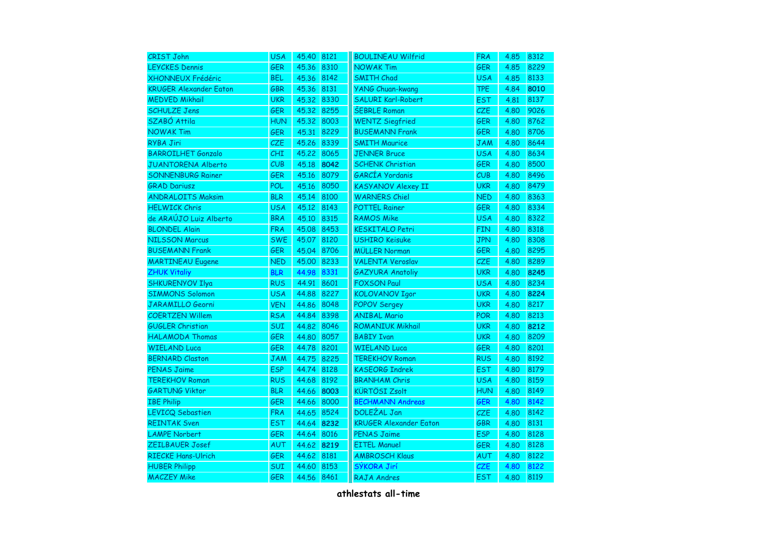| | | | | | | | |
|---|---|---|---|---|---|---|---|
| CRIST John | USA | 45.40 | 8121 | BOULINEAU Wilfrid | FRA | 4.85 | 8312 |
| LEYCKES Dennis | GER | 45.36 | 8310 | NOWAK Tim | GER | 4.85 | 8229 |
| XHONNEUX Frédéric | BEL | 45.36 | 8142 | SMITH Chad | USA | 4.85 | 8133 |
| KRUGER Alexander Eaton | GBR | 45.36 | 8131 | YANG Chuan-kwang | TPE | 4.84 | **8010** |
| MEDVED Mikhail | UKR | 45.32 | 8330 | SALURI Karl-Robert | EST | 4.81 | 8137 |
| SCHULZE Jens | GER | 45.32 | 8255 | ŠEBRLE Roman | CZE | 4.80 | 9026 |
| SZABÓ Attila | HUN | 45.32 | 8003 | WENTZ Siegfried | GER | 4.80 | 8762 |
| NOWAK Tim | GER | 45.31 | 8229 | BUSEMANN Frank | GER | 4.80 | 8706 |
| RYBA Jiri | CZE | 45.26 | 8339 | SMITH Maurice | JAM | 4.80 | 8644 |
| BARROILHET Gonzalo | CHI | 45.22 | 8065 | JENNER Bruce | USA | 4.80 | 8634 |
| JUANTORENA Alberto | CUB | 45.18 | **8042** | SCHENK Christian | GER | 4.80 | 8500 |
| SONNENBURG Rainer | GER | 45.16 | 8079 | GARCÍA Yordanis | CUB | 4.80 | 8496 |
| GRAD Dariusz | POL | 45.16 | 8050 | KASYANOV Alexey II | UKR | 4.80 | 8479 |
| ANDRALOITS Maksim | BLR | 45.14 | 8100 | WARNERS Chiel | NED | 4.80 | 8363 |
| HELWICK Chris | USA | 45.12 | 8143 | POTTEL Rainer | GER | 4.80 | 8334 |
| de ARAÚJO Luiz Alberto | BRA | 45.10 | 8315 | RAMOS Mike | USA | 4.80 | 8322 |
| BLONDEL Alain | FRA | 45.08 | 8453 | KESKITALO Petri | FIN | 4.80 | 8318 |
| NILSSON Marcus | SWE | 45.07 | 8120 | USHIRO Keisuke | JPN | 4.80 | 8308 |
| BUSEMANN Frank | GER | 45.04 | 8706 | MÜLLER Norman | GER | 4.80 | 8295 |
| MARTINEAU Eugene | NED | 45.00 | 8233 | VALENTA Veroslav | CZE | 4.80 | 8289 |
| ZHUK Vitaliy | BLR | 44.98 | 8331 | GAZYURA Anatoliy | UKR | 4.80 | **8245** |
| SHKURENYOV Ilya | RUS | 44.91 | 8601 | FOXSON Paul | USA | 4.80 | 8234 |
| SIMMONS Solomon | USA | 44.88 | 8227 | KOLOVANOV Igor | UKR | 4.80 | **8224** |
| JARAMILLO Georni | VEN | 44.86 | 8048 | POPOV Sergey | UKR | 4.80 | 8217 |
| COERTZEN Willem | RSA | 44.84 | 8398 | ANIBAL Mario | POR | 4.80 | 8213 |
| GUGLER Christian | SUI | 44.82 | 8046 | ROMANIUK Mikhail | UKR | 4.80 | **8212** |
| HALAMODA Thomas | GER | 44.80 | 8057 | BABIY Ivan | UKR | 4.80 | 8209 |
| WIELAND Luca | GER | 44.78 | 8201 | WIELAND Luca | GER | 4.80 | 8201 |
| BERNARD Claston | JAM | 44.75 | 8225 | TEREKHOV Roman | RUS | 4.80 | 8192 |
| PENAS Jaime | ESP | 44.74 | 8128 | KASEORG Indrek | EST | 4.80 | 8179 |
| TEREKHOV Roman | RUS | 44.68 | 8192 | BRANHAM Chris | USA | 4.80 | 8159 |
| GARTUNG Viktor | BLR | 44.66 | **8003** | KÜRTÖSI Zsolt | HUN | 4.80 | 8149 |
| IBE Philip | GER | 44.66 | 8000 | BECHMANN Andreas | GER | 4.80 | 8142 |
| LEVICQ Sebastien | FRA | 44.65 | 8524 | DOLEŽAL Jan | CZE | 4.80 | 8142 |
| REINTAK Sven | EST | 44.64 | **8232** | KRUGER Alexander Eaton | GBR | 4.80 | 8131 |
| LAMPE Norbert | GER | 44.64 | 8016 | PENAS Jaime | ESP | 4.80 | 8128 |
| ZEILBAUER Josef | AUT | 44.62 | **8219** | EITEL Manuel | GER | 4.80 | 8128 |
| RIECKE Hans-Ulrich | GER | 44.62 | 8181 | AMBROSCH Klaus | AUT | 4.80 | 8122 |
| HUBER Philipp | SUI | 44.60 | 8153 | SÝKORA Jirí | CZE | 4.80 | 8122 |
| MACZEY Mike | GER | 44.56 | 8461 | RAJA Andres | EST | 4.80 | 8119 |

**athlestats all-time**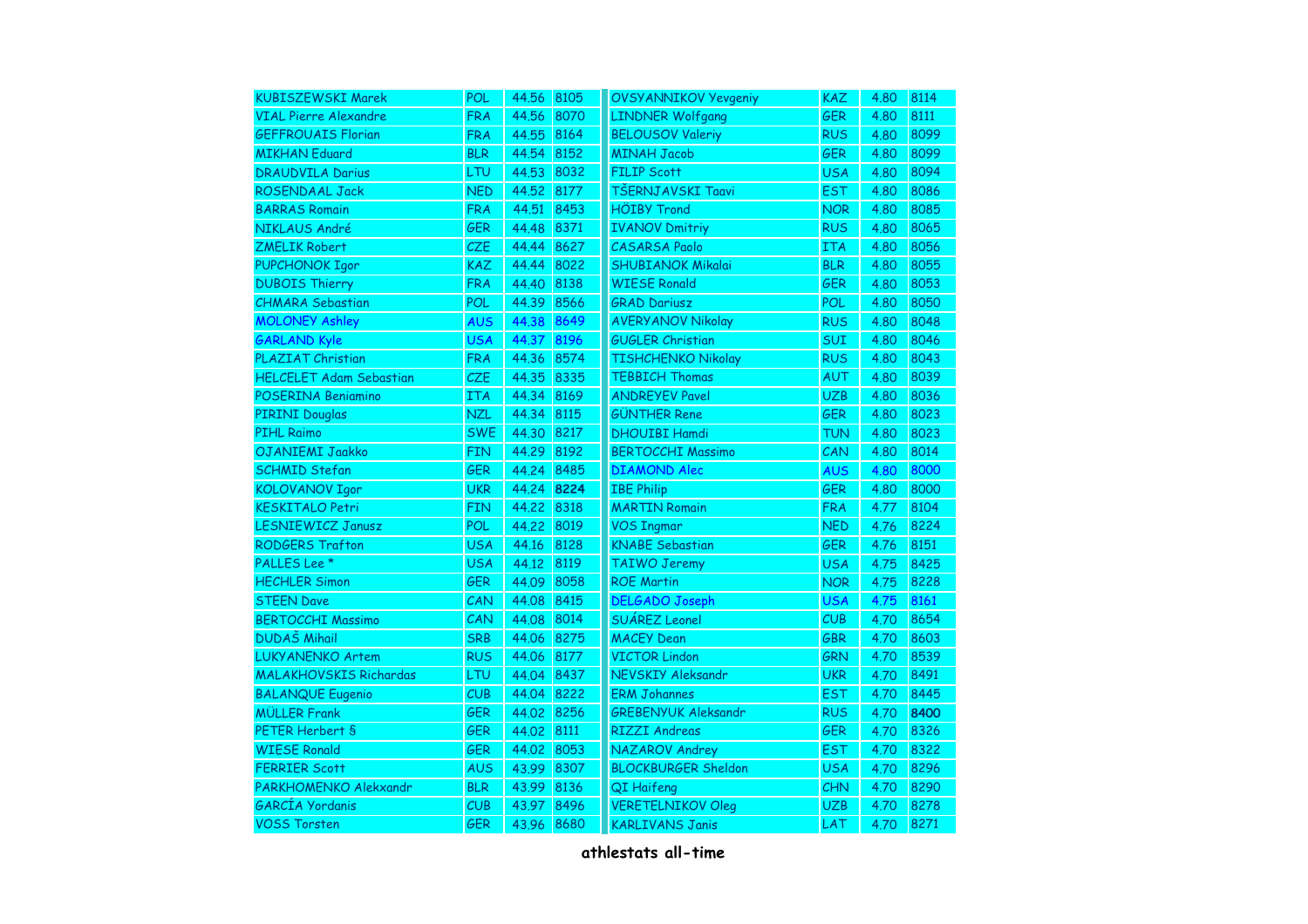| | | | | | | | |
|---|---|---|---|---|---|---|---|
| KUBISZEWSKI Marek | POL | 44.56 | 8105 | OVSYANNIKOV Yevgeniy | KAZ | 4.80 | 8114 |
| VIAL Pierre Alexandre | FRA | 44.56 | 8070 | LINDNER Wolfgang | GER | 4.80 | 8111 |
| GEFFROUAIS Florian | FRA | 44.55 | 8164 | BELOUSOV Valeriy | RUS | 4.80 | 8099 |
| MIKHAN Eduard | BLR | 44.54 | 8152 | MINAH Jacob | GER | 4.80 | 8099 |
| DRAUDVILA Darius | LTU | 44.53 | 8032 | FILIP Scott | USA | 4.80 | 8094 |
| ROSENDAAL Jack | NED | 44.52 | 8177 | TŠERNJAVSKI Taavi | EST | 4.80 | 8086 |
| BARRAS Romain | FRA | 44.51 | 8453 | HÖIBY Trond | NOR | 4.80 | 8085 |
| NIKLAUS André | GER | 44.48 | 8371 | IVANOV Dmitriy | RUS | 4.80 | 8065 |
| ZMELIK Robert | CZE | 44.44 | 8627 | CASARSA Paolo | ITA | 4.80 | 8056 |
| PUPCHONOK Igor | KAZ | 44.44 | 8022 | SHUBIANOK Mikalai | BLR | 4.80 | 8055 |
| DUBOIS Thierry | FRA | 44.40 | 8138 | WIESE Ronald | GER | 4.80 | 8053 |
| CHMARA Sebastian | POL | 44.39 | 8566 | GRAD Dariusz | POL | 4.80 | 8050 |
| MOLONEY Ashley | AUS | 44.38 | 8649 | AVERYANOV Nikolay | RUS | 4.80 | 8048 |
| GARLAND Kyle | USA | 44.37 | 8196 | GUGLER Christian | SUI | 4.80 | 8046 |
| PLAZIAT Christian | FRA | 44.36 | 8574 | TISHCHENKO Nikolay | RUS | 4.80 | 8043 |
| HELCELET Adam Sebastian | CZE | 44.35 | 8335 | TEBBICH Thomas | AUT | 4.80 | 8039 |
| POSERINA Beniamino | ITA | 44.34 | 8169 | ANDREYEV Pavel | UZB | 4.80 | 8036 |
| PIRINI Douglas | NZL | 44.34 | 8115 | GÜNTHER Rene | GER | 4.80 | 8023 |
| PIHL Raimo | SWE | 44.30 | 8217 | DHOUIBI Hamdi | TUN | 4.80 | 8023 |
| OJANIEMI Jaakko | FIN | 44.29 | 8192 | BERTOCCHI Massimo | CAN | 4.80 | 8014 |
| SCHMID Stefan | GER | 44.24 | 8485 | DIAMOND Alec | AUS | 4.80 | 8000 |
| KOLOVANOV Igor | UKR | 44.24 | **8224** | IBE Philip | GER | 4.80 | 8000 |
| KESKITALO Petri | FIN | 44.22 | 8318 | MARTIN Romain | FRA | 4.77 | 8104 |
| LESNIEWICZ Janusz | POL | 44.22 | 8019 | VOS Ingmar | NED | 4.76 | 8224 |
| RODGERS Trafton | USA | 44.16 | 8128 | KNABE Sebastian | GER | 4.76 | 8151 |
| PALLES Lee * | USA | 44.12 | 8119 | TAIWO Jeremy | USA | 4.75 | 8425 |
| HECHLER Simon | GER | 44.09 | 8058 | ROE Martin | NOR | 4.75 | 8228 |
| STEEN Dave | CAN | 44.08 | 8415 | DELGADO Joseph | USA | 4.75 | 8161 |
| BERTOCCHI Massimo | CAN | 44.08 | 8014 | SUÁREZ Leonel | CUB | 4.70 | 8654 |
| DUDAŠ Mihail | SRB | 44.06 | 8275 | MACEY Dean | GBR | 4.70 | 8603 |
| LUKYANENKO Artem | RUS | 44.06 | 8177 | VICTOR Lindon | GRN | 4.70 | 8539 |
| MALAKHOVSKIS Richardas | LTU | 44.04 | 8437 | NEVSKIY Aleksandr | UKR | 4.70 | 8491 |
| BALANQUE Eugenio | CUB | 44.04 | 8222 | ERM Johannes | EST | 4.70 | 8445 |
| MÜLLER Frank | GER | 44.02 | 8256 | GREBENYUK Aleksandr | RUS | 4.70 | **8400** |
| PETER Herbert § | GER | 44.02 | 8111 | RIZZI Andreas | GER | 4.70 | 8326 |
| WIESE Ronald | GER | 44.02 | 8053 | NAZAROV Andrey | EST | 4.70 | 8322 |
| FERRIER Scott | AUS | 43.99 | 8307 | BLOCKBURGER Sheldon | USA | 4.70 | 8296 |
| PARKHOMENKO Alekxandr | BLR | 43.99 | 8136 | QI Haifeng | CHN | 4.70 | 8290 |
| GARCÍA Yordanis | CUB | 43.97 | 8496 | VERETELNIKOV Oleg | UZB | 4.70 | 8278 |
| VOSS Torsten | GER | 43.96 | 8680 | KARLIVANS Janis | LAT | 4.70 | 8271 |

**athlestats all-time**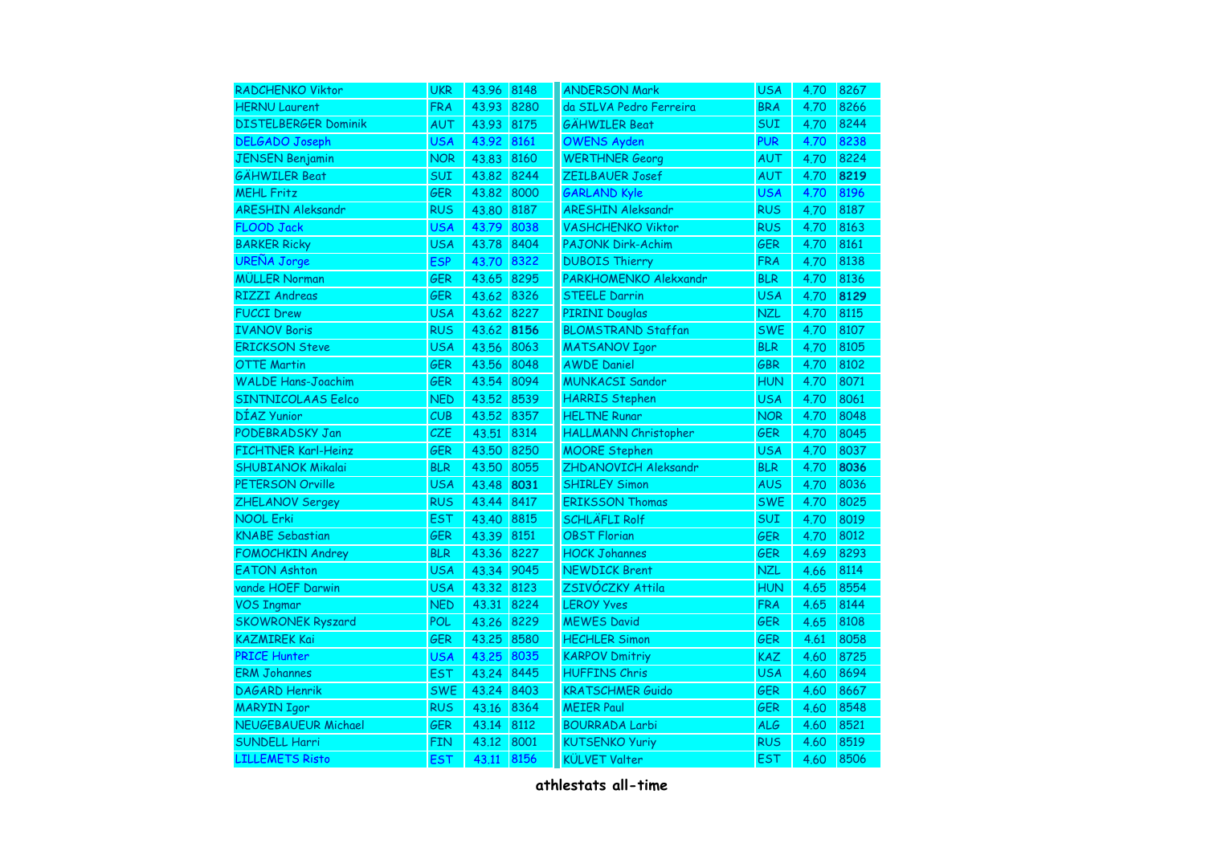| | | | | | | | |
|---|---|---|---|---|---|---|---|
| RADCHENKO Viktor | UKR | 43.96 | 8148 | ANDERSON Mark | USA | 4.70 | 8267 |
| HERNU Laurent | FRA | 43.93 | 8280 | da SILVA Pedro Ferreira | BRA | 4.70 | 8266 |
| DISTELBERGER Dominik | AUT | 43.93 | 8175 | GÄHWILER Beat | SUI | 4.70 | 8244 |
| DELGADO Joseph | USA | 43.92 | 8161 | OWENS Ayden | PUR | 4.70 | 8238 |
| JENSEN Benjamin | NOR | 43.83 | 8160 | WERTHNER Georg | AUT | 4.70 | 8224 |
| GÄHWILER Beat | SUI | 43.82 | 8244 | ZEILBAUER Josef | AUT | 4.70 | **8219** |
| MEHL Fritz | GER | 43.82 | 8000 | GARLAND Kyle | USA | 4.70 | 8196 |
| ARESHIN Aleksandr | RUS | 43.80 | 8187 | ARESHIN Aleksandr | RUS | 4.70 | 8187 |
| FLOOD Jack | USA | 43.79 | 8038 | VASHCHENKO Viktor | RUS | 4.70 | 8163 |
| BARKER Ricky | USA | 43.78 | 8404 | PAJONK Dirk-Achim | GER | 4.70 | 8161 |
| UREÑA Jorge | ESP | 43.70 | 8322 | DUBOIS Thierry | FRA | 4.70 | 8138 |
| MÜLLER Norman | GER | 43.65 | 8295 | PARKHOMENKO Alekxandr | BLR | 4.70 | 8136 |
| RIZZI Andreas | GER | 43.62 | 8326 | STEELE Darrin | USA | 4.70 | **8129** |
| FUCCI Drew | USA | 43.62 | 8227 | PIRINI Douglas | NZL | 4.70 | 8115 |
| IVANOV Boris | RUS | 43.62 | **8156** | BLOMSTRAND Staffan | SWE | 4.70 | 8107 |
| ERICKSON Steve | USA | 43.56 | 8063 | MATSANOV Igor | BLR | 4.70 | 8105 |
| OTTE Martin | GER | 43.56 | 8048 | AWDE Daniel | GBR | 4.70 | 8102 |
| WALDE Hans-Joachim | GER | 43.54 | 8094 | MUNKACSI Sandor | HUN | 4.70 | 8071 |
| SINTNICOLAAS Eelco | NED | 43.52 | 8539 | HARRIS Stephen | USA | 4.70 | 8061 |
| DÍAZ Yunior | CUB | 43.52 | 8357 | HELTNE Runar | NOR | 4.70 | 8048 |
| PODEBRADSKY Jan | CZE | 43.51 | 8314 | HALLMANN Christopher | GER | 4.70 | 8045 |
| FICHTNER Karl-Heinz | GER | 43.50 | 8250 | MOORE Stephen | USA | 4.70 | 8037 |
| SHUBIANOK Mikalai | BLR | 43.50 | 8055 | ZHDANOVICH Aleksandr | BLR | 4.70 | **8036** |
| PETERSON Orville | USA | 43.48 | **8031** | SHIRLEY Simon | AUS | 4.70 | 8036 |
| ZHELANOV Sergey | RUS | 43.44 | 8417 | ERIKSSON Thomas | SWE | 4.70 | 8025 |
| NOOL Erki | EST | 43.40 | 8815 | SCHLÄFLI Rolf | SUI | 4.70 | 8019 |
| KNABE Sebastian | GER | 43.39 | 8151 | OBST Florian | GER | 4.70 | 8012 |
| FOMOCHKIN Andrey | BLR | 43.36 | 8227 | HOCK Johannes | GER | 4.69 | 8293 |
| EATON Ashton | USA | 43.34 | 9045 | NEWDICK Brent | NZL | 4.66 | 8114 |
| vande HOEF Darwin | USA | 43.32 | 8123 | ZSIVÓCZKY Attila | HUN | 4.65 | 8554 |
| VOS Ingmar | NED | 43.31 | 8224 | LEROY Yves | FRA | 4.65 | 8144 |
| SKOWRONEK Ryszard | POL | 43.26 | 8229 | MEWES David | GER | 4.65 | 8108 |
| KAZMIREK Kai | GER | 43.25 | 8580 | HECHLER Simon | GER | 4.61 | 8058 |
| PRICE Hunter | USA | 43.25 | 8035 | KARPOV Dmitriy | KAZ | 4.60 | 8725 |
| ERM Johannes | EST | 43.24 | 8445 | HUFFINS Chris | USA | 4.60 | 8694 |
| DAGARD Henrik | SWE | 43.24 | 8403 | KRATSCHMER Guido | GER | 4.60 | 8667 |
| MARYIN Igor | RUS | 43.16 | 8364 | MEIER Paul | GER | 4.60 | 8548 |
| NEUGEBAUEUR Michael | GER | 43.14 | 8112 | BOURRADA Larbi | ALG | 4.60 | 8521 |
| SUNDELL Harri | FIN | 43.12 | 8001 | KUTSENKO Yuriy | RUS | 4.60 | 8519 |
| LILLEMETS Risto | EST | 43.11 | 8156 | KÜLVET Valter | EST | 4.60 | 8506 |

**athlestats all-time**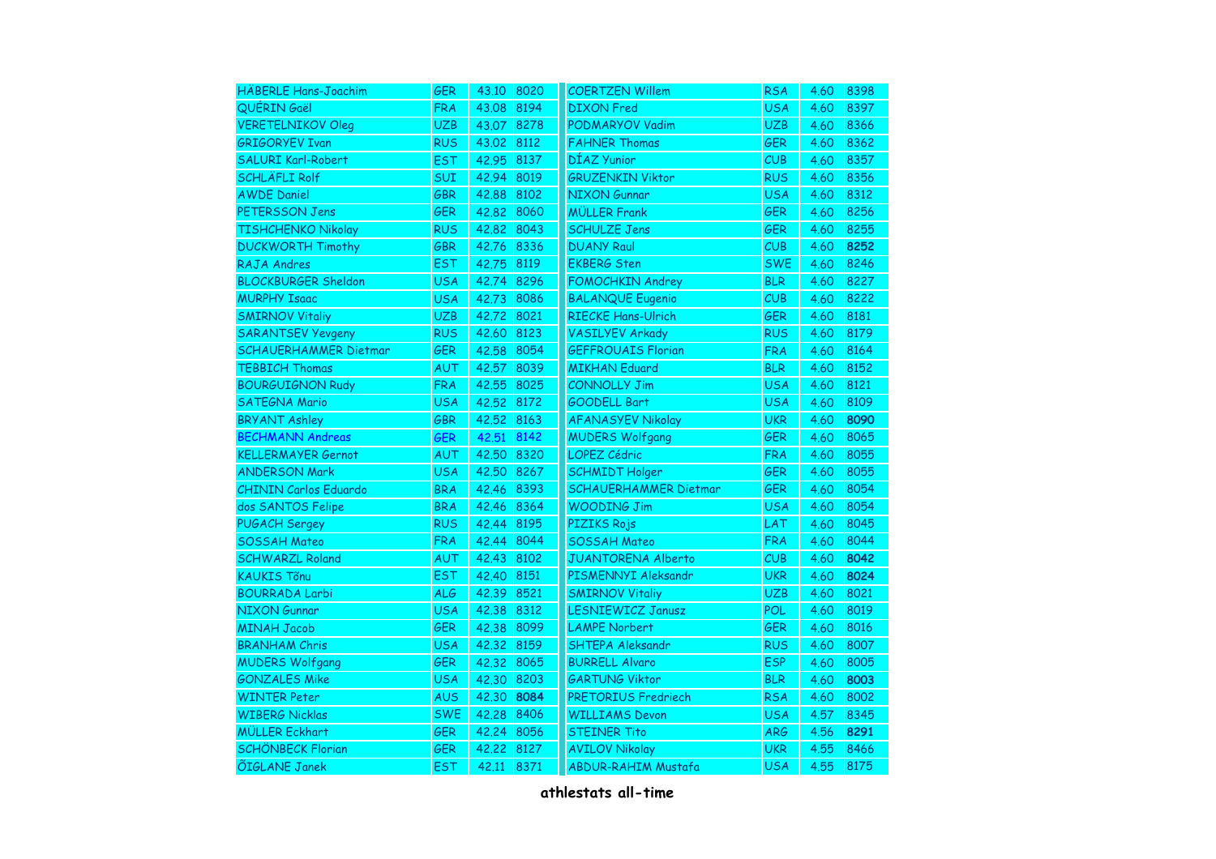| | | | | | | | |
|---|---|---|---|---|---|---|---|
| HÄBERLE Hans-Joachim | GER | 43.10 | 8020 | COERTZEN Willem | RSA | 4.60 | 8398 |
| QUÉRIN Gaël | FRA | 43.08 | 8194 | DIXON Fred | USA | 4.60 | 8397 |
| VERETELNIKOV Oleg | UZB | 43.07 | 8278 | PODMARYOV Vadim | UZB | 4.60 | 8366 |
| GRIGORYEV Ivan | RUS | 43.02 | 8112 | FAHNER Thomas | GER | 4.60 | 8362 |
| SALURI Karl-Robert | EST | 42.95 | 8137 | DÍAZ Yunior | CUB | 4.60 | 8357 |
| SCHLÄFLI Rolf | SUI | 42.94 | 8019 | GRUZENKIN Viktor | RUS | 4.60 | 8356 |
| AWDE Daniel | GBR | 42.88 | 8102 | NIXON Gunnar | USA | 4.60 | 8312 |
| PETERSSON Jens | GER | 42.82 | 8060 | MÜLLER Frank | GER | 4.60 | 8256 |
| TISHCHENKO Nikolay | RUS | 42.82 | 8043 | SCHULZE Jens | GER | 4.60 | 8255 |
| DUCKWORTH Timothy | GBR | 42.76 | 8336 | DUANY Raul | CUB | 4.60 | **8252** |
| RAJA Andres | EST | 42.75 | 8119 | EKBERG Sten | SWE | 4.60 | 8246 |
| BLOCKBURGER Sheldon | USA | 42.74 | 8296 | FOMOCHKIN Andrey | BLR | 4.60 | 8227 |
| MURPHY Isaac | USA | 42.73 | 8086 | BALANQUE Eugenio | CUB | 4.60 | 8222 |
| SMIRNOV Vitaliy | UZB | 42.72 | 8021 | RIECKE Hans-Ulrich | GER | 4.60 | 8181 |
| SARANTSEV Yevgeny | RUS | 42.60 | 8123 | VASILYEV Arkady | RUS | 4.60 | 8179 |
| SCHAUERHAMMER Dietmar | GER | 42.58 | 8054 | GEFFROUAIS Florian | FRA | 4.60 | 8164 |
| TEBBICH Thomas | AUT | 42.57 | 8039 | MIKHAN Eduard | BLR | 4.60 | 8152 |
| BOURGUIGNON Rudy | FRA | 42.55 | 8025 | CONNOLLY Jim | USA | 4.60 | 8121 |
| SATEGNA Mario | USA | 42.52 | 8172 | GOODELL Bart | USA | 4.60 | 8109 |
| BRYANT Ashley | GBR | 42.52 | 8163 | AFANASYEV Nikolay | UKR | 4.60 | **8090** |
| BECHMANN Andreas | GER | 42.51 | 8142 | MUDERS Wolfgang | GER | 4.60 | 8065 |
| KELLERMAYER Gernot | AUT | 42.50 | 8320 | LOPEZ Cédric | FRA | 4.60 | 8055 |
| ANDERSON Mark | USA | 42.50 | 8267 | SCHMIDT Holger | GER | 4.60 | 8055 |
| CHININ Carlos Eduardo | BRA | 42.46 | 8393 | SCHAUERHAMMER Dietmar | GER | 4.60 | 8054 |
| dos SANTOS Felipe | BRA | 42.46 | 8364 | WOODING Jim | USA | 4.60 | 8054 |
| PUGACH Sergey | RUS | 42.44 | 8195 | PIZIKS Rojs | LAT | 4.60 | 8045 |
| SOSSAH Mateo | FRA | 42.44 | 8044 | SOSSAH Mateo | FRA | 4.60 | 8044 |
| SCHWARZL Roland | AUT | 42.43 | 8102 | JUANTORENA Alberto | CUB | 4.60 | **8042** |
| KAUKIS Tõnu | EST | 42.40 | 8151 | PISMENNYI Aleksandr | UKR | 4.60 | **8024** |
| BOURRADA Larbi | ALG | 42.39 | 8521 | SMIRNOV Vitaliy | UZB | 4.60 | 8021 |
| NIXON Gunnar | USA | 42.38 | 8312 | LESNIEWICZ Janusz | POL | 4.60 | 8019 |
| MINAH Jacob | GER | 42.38 | 8099 | LAMPE Norbert | GER | 4.60 | 8016 |
| BRANHAM Chris | USA | 42.32 | 8159 | SHTEPA Aleksandr | RUS | 4.60 | 8007 |
| MUDERS Wolfgang | GER | 42.32 | 8065 | BURRELL Alvaro | ESP | 4.60 | 8005 |
| GONZALES Mike | USA | 42.30 | 8203 | GARTUNG Viktor | BLR | 4.60 | **8003** |
| WINTER Peter | AUS | 42.30 | **8084** | PRETORIUS Fredriech | RSA | 4.60 | 8002 |
| WIBERG Nicklas | SWE | 42.28 | 8406 | WILLIAMS Devon | USA | 4.57 | 8345 |
| MÜLLER Eckhart | GER | 42.24 | 8056 | STEINER Tito | ARG | 4.56 | **8291** |
| SCHÖNBECK Florian | GER | 42.22 | 8127 | AVILOV Nikolay | UKR | 4.55 | 8466 |
| ÕIGLANE Janek | EST | 42.11 | 8371 | ABDUR-RAHIM Mustafa | USA | 4.55 | 8175 |

**athlestats all-time**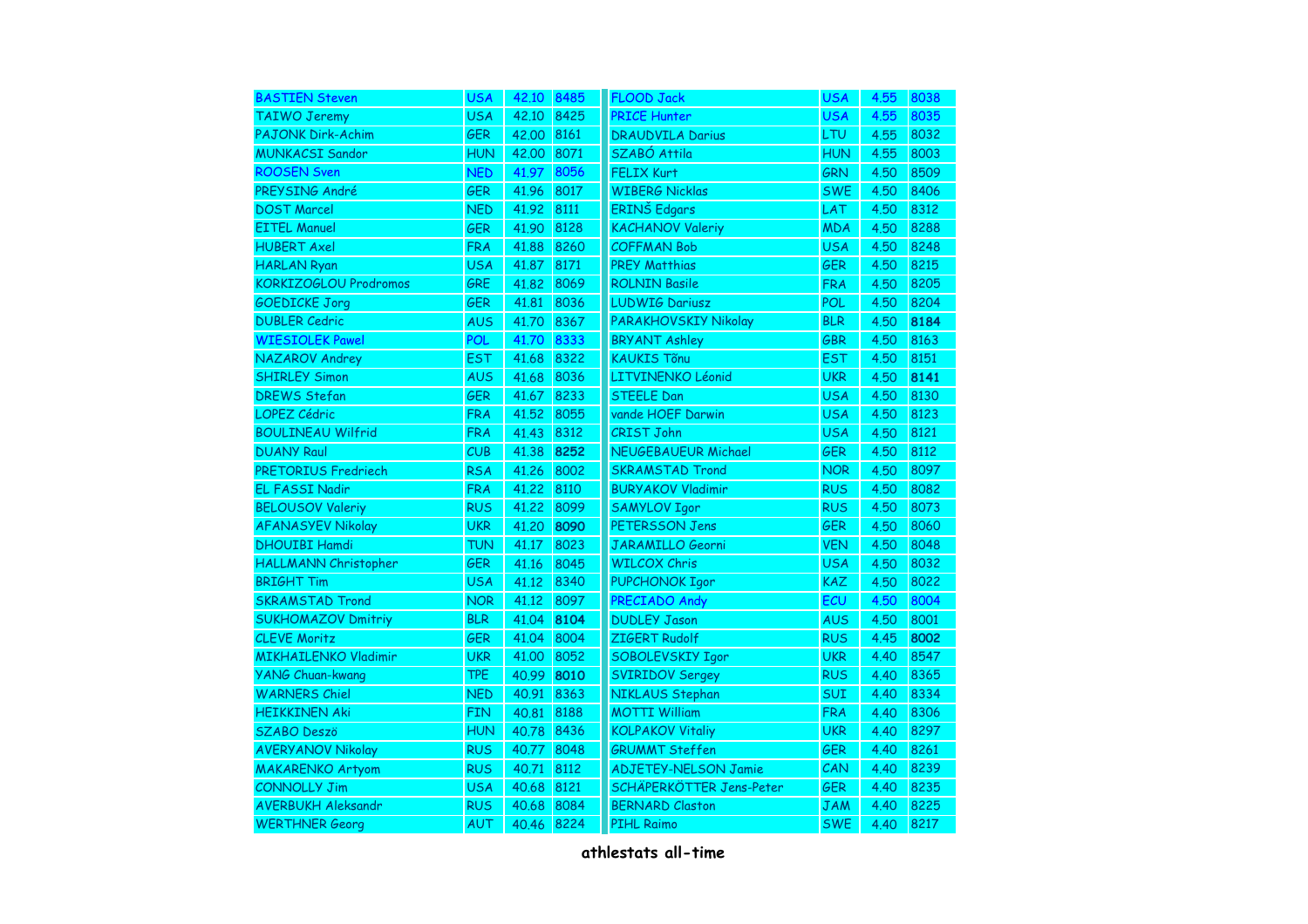| | | | | | | | |
|---|---|---|---|---|---|---|---|
| BASTIEN Steven | USA | 42.10 | 8485 | FLOOD Jack | USA | 4.55 | 8038 |
| TAIWO Jeremy | USA | 42.10 | 8425 | PRICE Hunter | USA | 4.55 | 8035 |
| PAJONK Dirk-Achim | GER | 42.00 | 8161 | DRAUDVILA Darius | LTU | 4.55 | 8032 |
| MUNKACSI Sandor | HUN | 42.00 | 8071 | SZABÓ Attila | HUN | 4.55 | 8003 |
| ROOSEN Sven | NED | 41.97 | 8056 | FELIX Kurt | GRN | 4.50 | 8509 |
| PREYSING André | GER | 41.96 | 8017 | WIBERG Nicklas | SWE | 4.50 | 8406 |
| DOST Marcel | NED | 41.92 | 8111 | ERINŠ Edgars | LAT | 4.50 | 8312 |
| EITEL Manuel | GER | 41.90 | 8128 | KACHANOV Valeriy | MDA | 4.50 | 8288 |
| HUBERT Axel | FRA | 41.88 | 8260 | COFFMAN Bob | USA | 4.50 | 8248 |
| HARLAN Ryan | USA | 41.87 | 8171 | PREY Matthias | GER | 4.50 | 8215 |
| KORKIZOGLOU Prodromos | GRE | 41.82 | 8069 | ROLNIN Basile | FRA | 4.50 | 8205 |
| GOEDICKE Jorg | GER | 41.81 | 8036 | LUDWIG Dariusz | POL | 4.50 | 8204 |
| DUBLER Cedric | AUS | 41.70 | 8367 | PARAKHOVSKIY Nikolay | BLR | 4.50 | **8184** |
| WIESIOLEK Pawel | POL | 41.70 | 8333 | BRYANT Ashley | GBR | 4.50 | 8163 |
| NAZAROV Andrey | EST | 41.68 | 8322 | KAUKIS Tõnu | EST | 4.50 | 8151 |
| SHIRLEY Simon | AUS | 41.68 | 8036 | LITVINENKO Léonid | UKR | 4.50 | **8141** |
| DREWS Stefan | GER | 41.67 | 8233 | STEELE Dan | USA | 4.50 | 8130 |
| LOPEZ Cédric | FRA | 41.52 | 8055 | vande HOEF Darwin | USA | 4.50 | 8123 |
| BOULINEAU Wilfrid | FRA | 41.43 | 8312 | CRIST John | USA | 4.50 | 8121 |
| DUANY Raul | CUB | 41.38 | **8252** | NEUGEBAUEUR Michael | GER | 4.50 | 8112 |
| PRETORIUS Fredriech | RSA | 41.26 | 8002 | SKRAMSTAD Trond | NOR | 4.50 | 8097 |
| EL FASSI Nadir | FRA | 41.22 | 8110 | BURYAKOV Vladimir | RUS | 4.50 | 8082 |
| BELOUSOV Valeriy | RUS | 41.22 | 8099 | SAMYLOV Igor | RUS | 4.50 | 8073 |
| AFANASYEV Nikolay | UKR | 41.20 | **8090** | PETERSSON Jens | GER | 4.50 | 8060 |
| DHOUIBI Hamdi | TUN | 41.17 | 8023 | JARAMILLO Georni | VEN | 4.50 | 8048 |
| HALLMANN Christopher | GER | 41.16 | 8045 | WILCOX Chris | USA | 4.50 | 8032 |
| BRIGHT Tim | USA | 41.12 | 8340 | PUPCHONOK Igor | KAZ | 4.50 | 8022 |
| SKRAMSTAD Trond | NOR | 41.12 | 8097 | PRECIADO Andy | ECU | 4.50 | 8004 |
| SUKHOMAZOV Dmitriy | BLR | 41.04 | **8104** | DUDLEY Jason | AUS | 4.50 | 8001 |
| CLEVE Moritz | GER | 41.04 | 8004 | ZIGERT Rudolf | RUS | 4.45 | **8002** |
| MIKHAILENKO Vladimir | UKR | 41.00 | 8052 | SOBOLEVSKIY Igor | UKR | 4.40 | 8547 |
| YANG Chuan-kwang | TPE | 40.99 | **8010** | SVIRIDOV Sergey | RUS | 4.40 | 8365 |
| WARNERS Chiel | NED | 40.91 | 8363 | NIKLAUS Stephan | SUI | 4.40 | 8334 |
| HEIKKINEN Aki | FIN | 40.81 | 8188 | MOTTI William | FRA | 4.40 | 8306 |
| SZABO Deszö | HUN | 40.78 | 8436 | KOLPAKOV Vitaliy | UKR | 4.40 | 8297 |
| AVERYANOV Nikolay | RUS | 40.77 | 8048 | GRUMMT Steffen | GER | 4.40 | 8261 |
| MAKARENKO Artyom | RUS | 40.71 | 8112 | ADJETEY-NELSON Jamie | CAN | 4.40 | 8239 |
| CONNOLLY Jim | USA | 40.68 | 8121 | SCHÄPERKÖTTER Jens-Peter | GER | 4.40 | 8235 |
| AVERBUKH Aleksandr | RUS | 40.68 | 8084 | BERNARD Claston | JAM | 4.40 | 8225 |
| WERTHNER Georg | AUT | 40.46 | 8224 | PIHL Raimo | SWE | 4.40 | 8217 |

**athlestats all-time**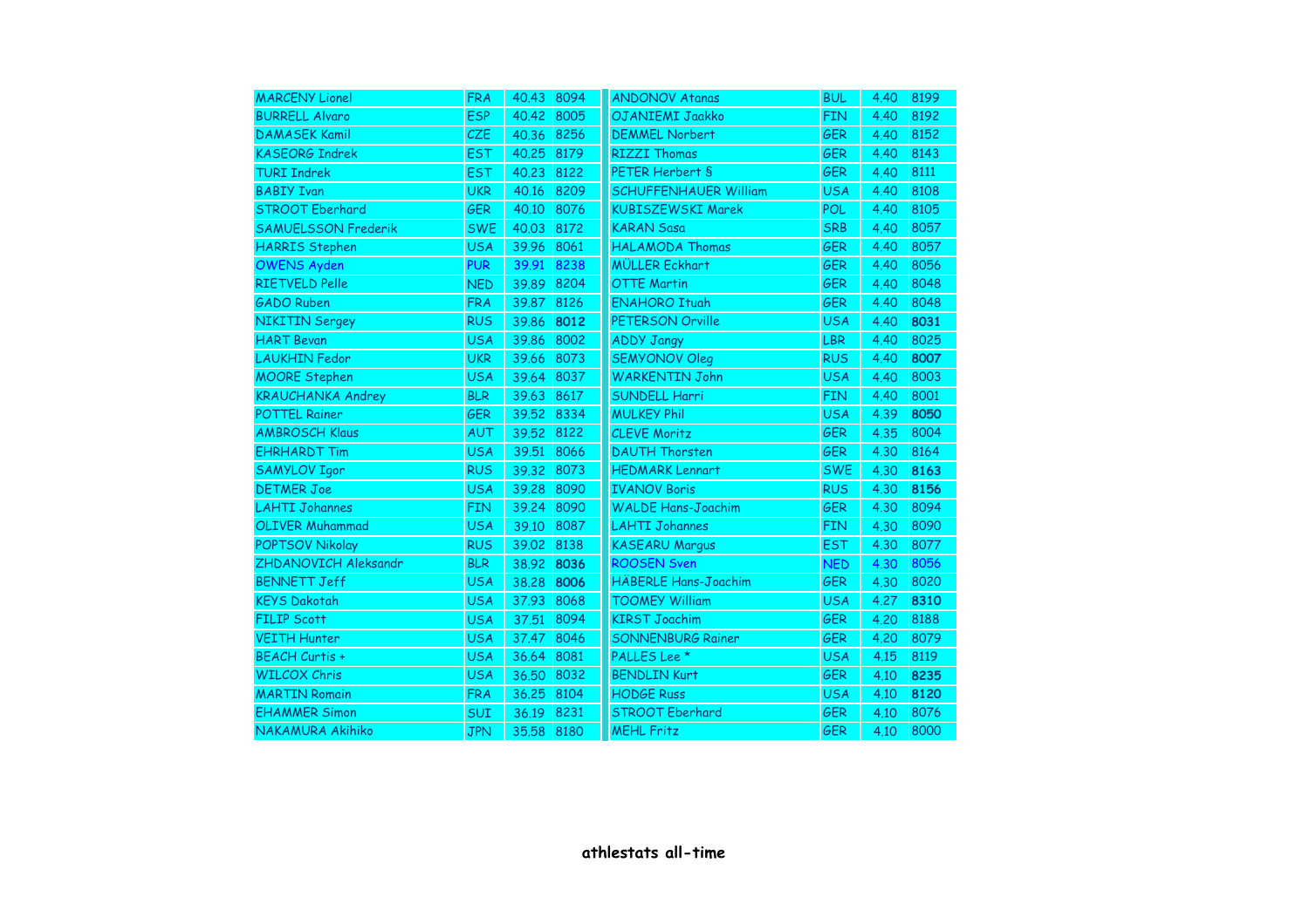| | | | | | | | |
|---|---|---|---|---|---|---|---|
| MARCENY Lionel | FRA | 40.43 | 8094 | ANDONOV Atanas | BUL | 4.40 | 8199 |
| BURRELL Alvaro | ESP | 40.42 | 8005 | OJANIEMI Jaakko | FIN | 4.40 | 8192 |
| DAMASEK Kamil | CZE | 40.36 | 8256 | DEMMEL Norbert | GER | 4.40 | 8152 |
| KASEORG Indrek | EST | 40.25 | 8179 | RIZZI Thomas | GER | 4.40 | 8143 |
| TURI Indrek | EST | 40.23 | 8122 | PETER Herbert § | GER | 4.40 | 8111 |
| BABIY Ivan | UKR | 40.16 | 8209 | SCHUFFENHAUER William | USA | 4.40 | 8108 |
| STROOT Eberhard | GER | 40.10 | 8076 | KUBISZEWSKI Marek | POL | 4.40 | 8105 |
| SAMUELSSON Frederik | SWE | 40.03 | 8172 | KARAN Sasa | SRB | 4.40 | 8057 |
| HARRIS Stephen | USA | 39.96 | 8061 | HALAMODA Thomas | GER | 4.40 | 8057 |
| OWENS Ayden | PUR | 39.91 | 8238 | MÜLLER Eckhart | GER | 4.40 | 8056 |
| RIETVELD Pelle | NED | 39.89 | 8204 | OTTE Martin | GER | 4.40 | 8048 |
| GADO Ruben | FRA | 39.87 | 8126 | ENAHORO Ituah | GER | 4.40 | 8048 |
| NIKITIN Sergey | RUS | 39.86 | **8012** | PETERSON Orville | USA | 4.40 | **8031** |
| HART Bevan | USA | 39.86 | 8002 | ADDY Jangy | LBR | 4.40 | 8025 |
| LAUKHIN Fedor | UKR | 39.66 | 8073 | SEMYONOV Oleg | RUS | 4.40 | **8007** |
| MOORE Stephen | USA | 39.64 | 8037 | WARKENTIN John | USA | 4.40 | 8003 |
| KRAUCHANKA Andrey | BLR | 39.63 | 8617 | SUNDELL Harri | FIN | 4.40 | 8001 |
| POTTEL Rainer | GER | 39.52 | 8334 | MULKEY Phil | USA | 4.39 | **8050** |
| AMBROSCH Klaus | AUT | 39.52 | 8122 | CLEVE Moritz | GER | 4.35 | 8004 |
| EHRHARDT Tim | USA | 39.51 | 8066 | DAUTH Thorsten | GER | 4.30 | 8164 |
| SAMYLOV Igor | RUS | 39.32 | 8073 | HEDMARK Lennart | SWE | 4.30 | **8163** |
| DETMER Joe | USA | 39.28 | 8090 | IVANOV Boris | RUS | 4.30 | **8156** |
| LAHTI Johannes | FIN | 39.24 | 8090 | WALDE Hans-Joachim | GER | 4.30 | 8094 |
| OLIVER Muhammad | USA | 39.10 | 8087 | LAHTI Johannes | FIN | 4.30 | 8090 |
| POPTSOV Nikolay | RUS | 39.02 | 8138 | KASEARU Margus | EST | 4.30 | 8077 |
| ZHDANOVICH Aleksandr | BLR | 38.92 | **8036** | ROOSEN Sven | NED | 4.30 | 8056 |
| BENNETT Jeff | USA | 38.28 | **8006** | HÄBERLE Hans-Joachim | GER | 4.30 | 8020 |
| KEYS Dakotah | USA | 37.93 | 8068 | TOOMEY William | USA | 4.27 | **8310** |
| FILIP Scott | USA | 37.51 | 8094 | KIRST Joachim | GER | 4.20 | 8188 |
| VEITH Hunter | USA | 37.47 | 8046 | SONNENBURG Rainer | GER | 4.20 | 8079 |
| BEACH Curtis + | USA | 36.64 | 8081 | PALLES Lee * | USA | 4.15 | 8119 |
| WILCOX Chris | USA | 36.50 | 8032 | BENDLIN Kurt | GER | 4.10 | **8235** |
| MARTIN Romain | FRA | 36.25 | 8104 | HODGE Russ | USA | 4.10 | **8120** |
| EHAMMER Simon | SUI | 36.19 | 8231 | STROOT Eberhard | GER | 4.10 | 8076 |
| NAKAMURA Akihiko | JPN | 35.58 | 8180 | MEHL Fritz | GER | 4.10 | 8000 |

**athlestats all-time**